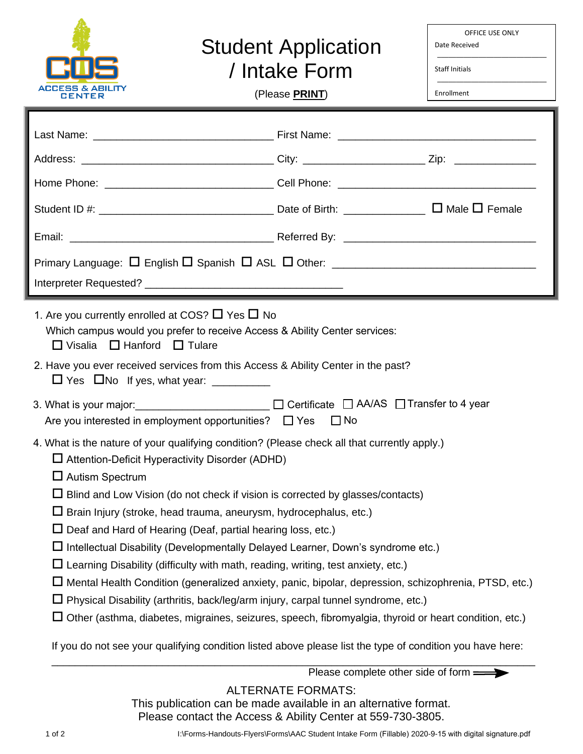COS ACCESS & ABILITY CENTER

# Student Application / Intake Form

(Please **PRINT**)

| OFFICE USE ONLY |
|---|
| Date Received ____________ |
| Staff Initials ____________ |
| Enrollment |

Last Name: ______________________________ First Name: ______________________________

Address: ______________________________ City: ____________________ Zip: ______________

Home Phone: ______________________________ Cell Phone: ______________________________

Student ID #: ______________________________ Date of Birth: ______________ ☐ Male ☐ Female

Email: ______________________________ Referred By: ______________________________

Primary Language: ☐ English ☐ Spanish ☐ ASL ☐ Other: ______________________________

Interpreter Requested? ______________________________

1. Are you currently enrolled at COS? ☐ Yes ☐ No

   Which campus would you prefer to receive Access & Ability Center services:

   ☐ Visalia ☐ Hanford ☐ Tulare

2. Have you ever received services from this Access & Ability Center in the past?

   ☐ Yes ☐ No If yes, what year: __________

3. What is your major: ______________________ ☐ Certificate ☐ AA/AS ☐ Transfer to 4 year

   Are you interested in employment opportunities? ☐ Yes ☐ No

4. What is the nature of your qualifying condition? (Please check all that currently apply.)

   ☐ Attention-Deficit Hyperactivity Disorder (ADHD)

   ☐ Autism Spectrum

   ☐ Blind and Low Vision (do not check if vision is corrected by glasses/contacts)

   ☐ Brain Injury (stroke, head trauma, aneurysm, hydrocephalus, etc.)

   ☐ Deaf and Hard of Hearing (Deaf, partial hearing loss, etc.)

   ☐ Intellectual Disability (Developmentally Delayed Learner, Down's syndrome etc.)

   ☐ Learning Disability (difficulty with math, reading, writing, test anxiety, etc.)

   ☐ Mental Health Condition (generalized anxiety, panic, bipolar, depression, schizophrenia, PTSD, etc.)

   ☐ Physical Disability (arthritis, back/leg/arm injury, carpal tunnel syndrome, etc.)

   ☐ Other (asthma, diabetes, migraines, seizures, speech, fibromyalgia, thyroid or heart condition, etc.)

   If you do not see your qualifying condition listed above please list the type of condition you have here:

   ______________________________________________________________________________

Please complete other side of form ➞

ALTERNATE FORMATS:
This publication can be made available in an alternative format.
Please contact the Access & Ability Center at 559-730-3805.

I:\Forms-Handouts-Flyers\Forms\AAC Student Intake Form (Fillable) 2020-9-15 with digital signature.pdf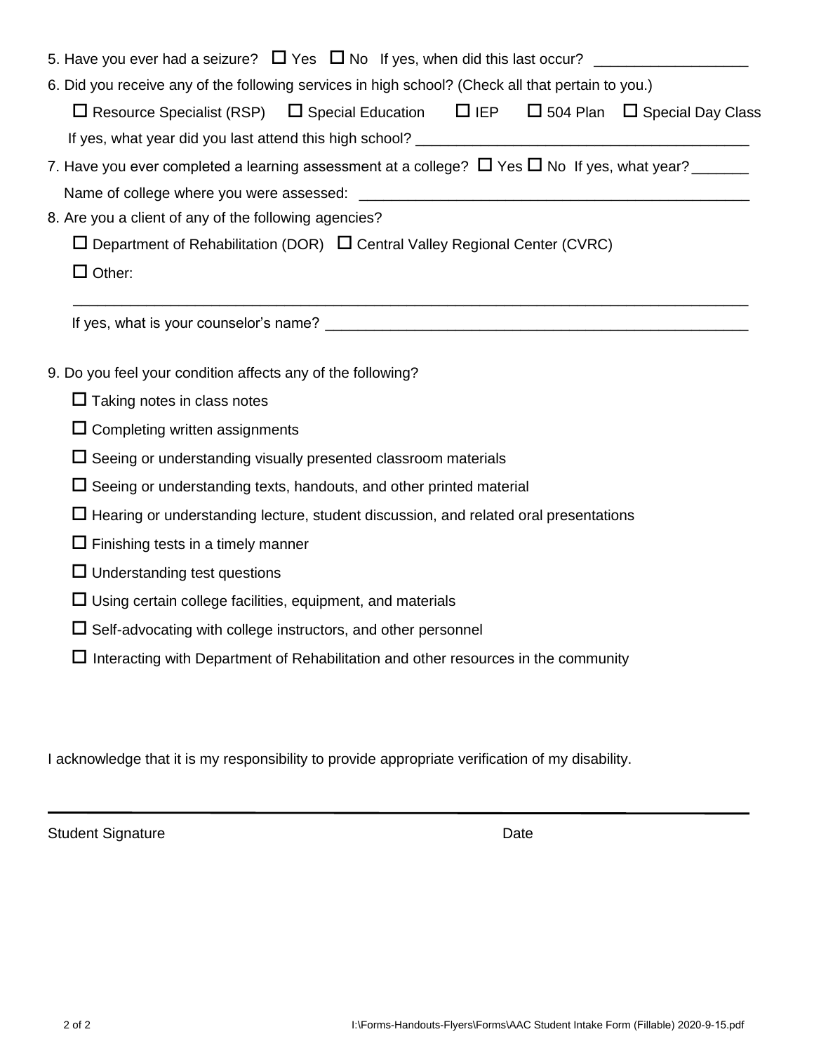5. Have you ever had a seizure? ☐ Yes ☐ No If yes, when did this last occur? __________________

6. Did you receive any of the following services in high school? (Check all that pertain to you.)

   ☐ Resource Specialist (RSP) ☐ Special Education ☐ IEP ☐ 504 Plan ☐ Special Day Class

   If yes, what year did you last attend this high school? ________________________________________

7. Have you ever completed a learning assessment at a college? ☐ Yes ☐ No If yes, what year? _______

   Name of college where you were assessed: ________________________________________________

8. Are you a client of any of the following agencies?

   ☐ Department of Rehabilitation (DOR) ☐ Central Valley Regional Center (CVRC)

   ☐ Other:

   ________________________________________________________________________________

   If yes, what is your counselor's name? ____________________________________________________

9. Do you feel your condition affects any of the following?

   ☐ Taking notes in class notes

   ☐ Completing written assignments

   ☐ Seeing or understanding visually presented classroom materials

   ☐ Seeing or understanding texts, handouts, and other printed material

   ☐ Hearing or understanding lecture, student discussion, and related oral presentations

   ☐ Finishing tests in a timely manner

   ☐ Understanding test questions

   ☐ Using certain college facilities, equipment, and materials

   ☐ Self-advocating with college instructors, and other personnel

   ☐ Interacting with Department of Rehabilitation and other resources in the community

I acknowledge that it is my responsibility to provide appropriate verification of my disability.

________________________________________________________________________________

Student Signature Date

I:\Forms-Handouts-Flyers\Forms\AAC Student Intake Form (Fillable) 2020-9-15.pdf